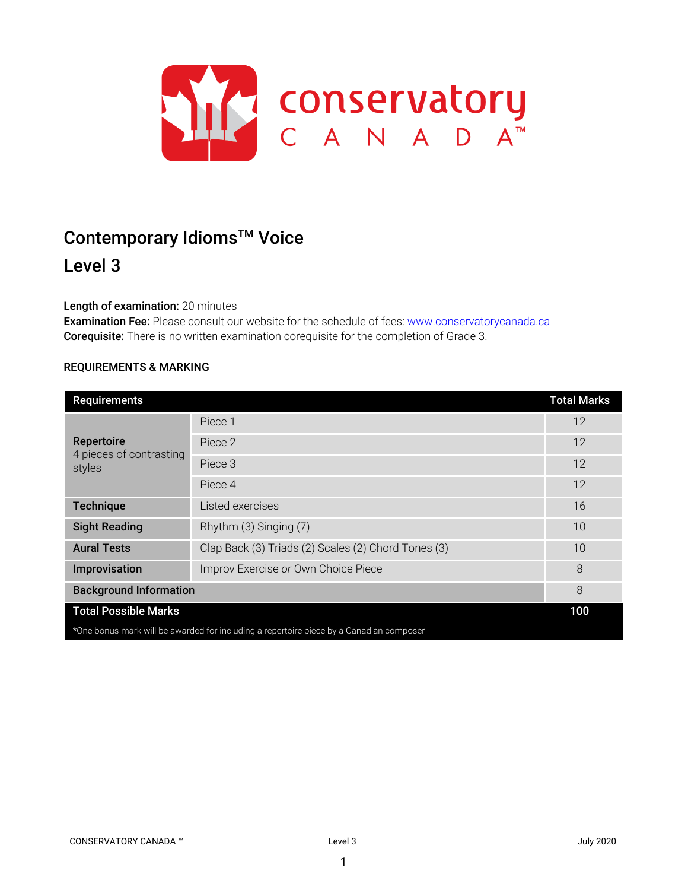# Contemporary Idioms™ Voice

## Level 3

**Length of examination:** 20 minutes
**Examination Fee:** Please consult our website for the schedule of fees: www.conservatorycanada.ca
**Corequisite:** There is no written examination corequisite for the completion of Grade 3.

### REQUIREMENTS & MARKING

| Requirements | | Total Marks |
|---|---|---|
| **Repertoire** 4 pieces of contrasting styles | Piece 1 | 12 |
| | Piece 2 | 12 |
| | Piece 3 | 12 |
| | Piece 4 | 12 |
| **Technique** | Listed exercises | 16 |
| **Sight Reading** | Rhythm (3) Singing (7) | 10 |
| **Aural Tests** | Clap Back (3) Triads (2) Scales (2) Chord Tones (3) | 10 |
| **Improvisation** | Improv Exercise *or* Own Choice Piece | 8 |
| **Background Information** | | 8 |
| **Total Possible Marks** | | **100** |

*One bonus mark will be awarded for including a repertoire piece by a Canadian composer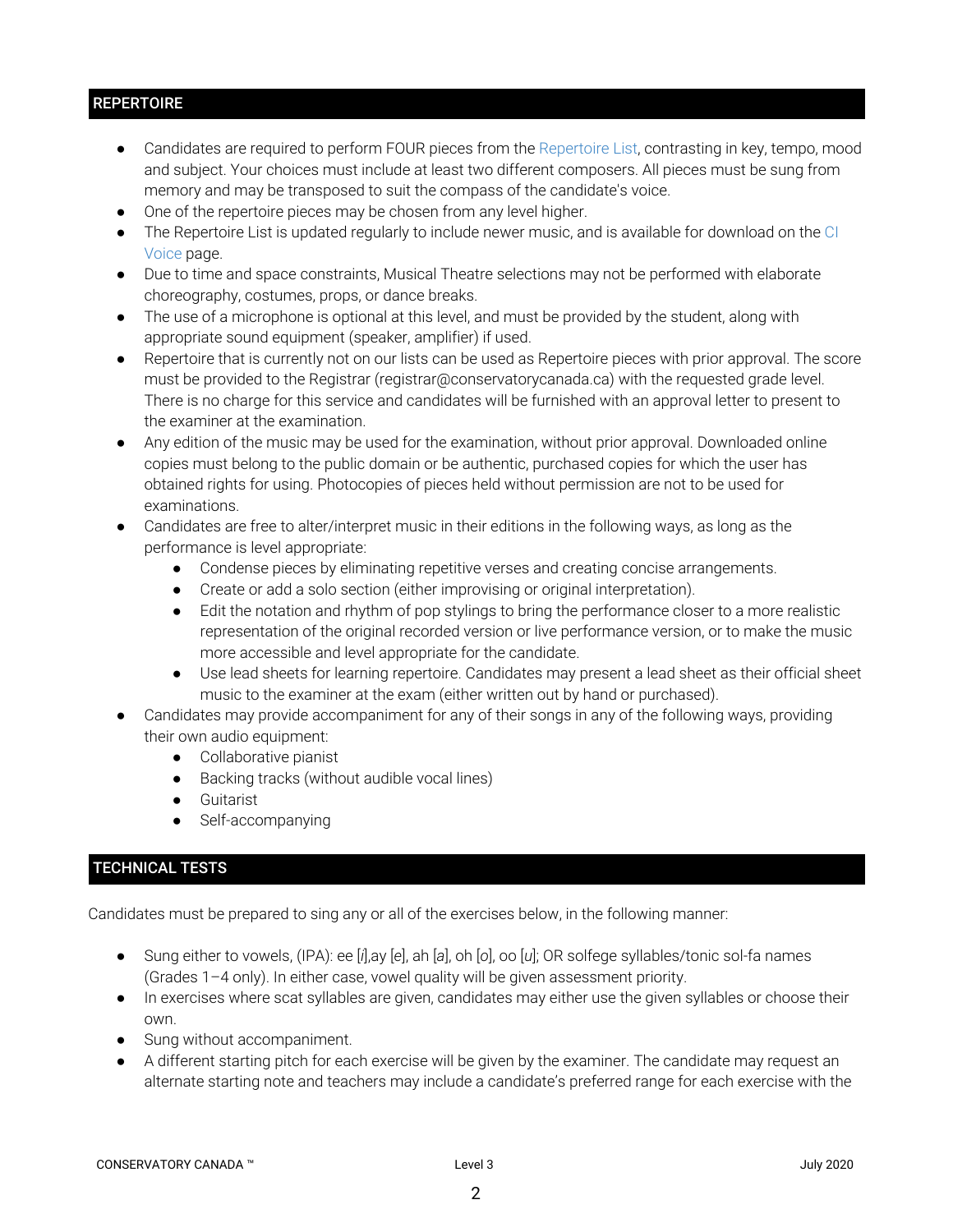## REPERTOIRE

- Candidates are required to perform FOUR pieces from the Repertoire List, contrasting in key, tempo, mood and subject. Your choices must include at least two different composers. All pieces must be sung from memory and may be transposed to suit the compass of the candidate's voice.
- One of the repertoire pieces may be chosen from any level higher.
- The Repertoire List is updated regularly to include newer music, and is available for download on the CI Voice page.
- Due to time and space constraints, Musical Theatre selections may not be performed with elaborate choreography, costumes, props, or dance breaks.
- The use of a microphone is optional at this level, and must be provided by the student, along with appropriate sound equipment (speaker, amplifier) if used.
- Repertoire that is currently not on our lists can be used as Repertoire pieces with prior approval. The score must be provided to the Registrar (registrar@conservatorycanada.ca) with the requested grade level. There is no charge for this service and candidates will be furnished with an approval letter to present to the examiner at the examination.
- Any edition of the music may be used for the examination, without prior approval. Downloaded online copies must belong to the public domain or be authentic, purchased copies for which the user has obtained rights for using. Photocopies of pieces held without permission are not to be used for examinations.
- Candidates are free to alter/interpret music in their editions in the following ways, as long as the performance is level appropriate:
  - Condense pieces by eliminating repetitive verses and creating concise arrangements.
  - Create or add a solo section (either improvising or original interpretation).
  - Edit the notation and rhythm of pop stylings to bring the performance closer to a more realistic representation of the original recorded version or live performance version, or to make the music more accessible and level appropriate for the candidate.
  - Use lead sheets for learning repertoire. Candidates may present a lead sheet as their official sheet music to the examiner at the exam (either written out by hand or purchased).
- Candidates may provide accompaniment for any of their songs in any of the following ways, providing their own audio equipment:
  - Collaborative pianist
  - Backing tracks (without audible vocal lines)
  - Guitarist
  - Self-accompanying

## TECHNICAL TESTS

Candidates must be prepared to sing any or all of the exercises below, in the following manner:

- Sung either to vowels, (IPA): ee [*i*],ay [*e*], ah [*a*], oh [*o*], oo [*u*]; OR solfege syllables/tonic sol-fa names (Grades 1–4 only). In either case, vowel quality will be given assessment priority.
- In exercises where scat syllables are given, candidates may either use the given syllables or choose their own.
- Sung without accompaniment.
- A different starting pitch for each exercise will be given by the examiner. The candidate may request an alternate starting note and teachers may include a candidate's preferred range for each exercise with the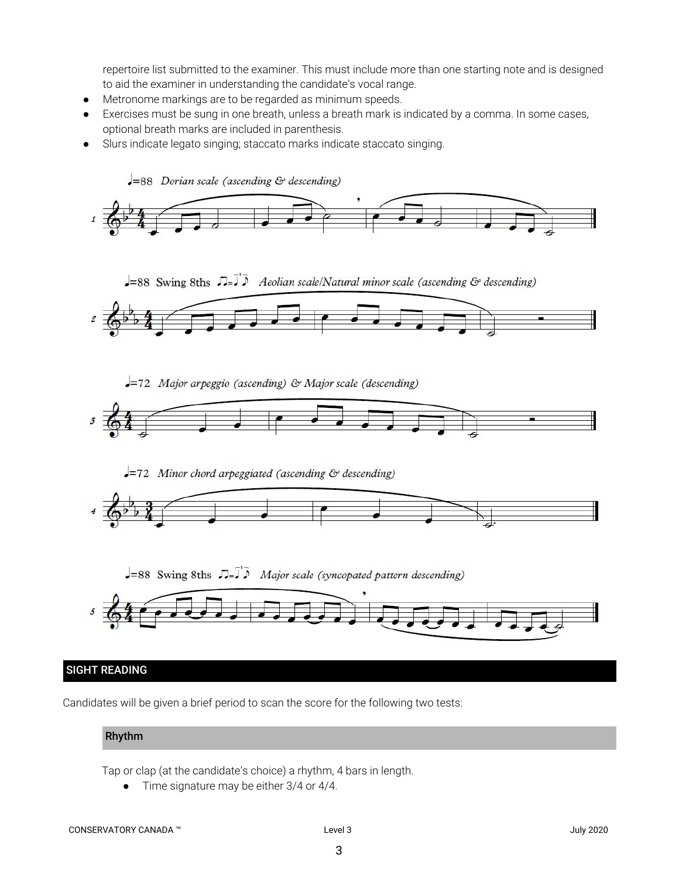repertoire list submitted to the examiner. This must include more than one starting note and is designed to aid the examiner in understanding the candidate's vocal range.

- Metronome markings are to be regarded as minimum speeds.
- Exercises must be sung in one breath, unless a breath mark is indicated by a comma. In some cases, optional breath marks are included in parenthesis.
- Slurs indicate legato singing; staccato marks indicate staccato singing.

## SIGHT READING

Candidates will be given a brief period to scan the score for the following two tests:

### Rhythm

Tap or clap (at the candidate's choice) a rhythm, 4 bars in length.

- Time signature may be either 3/4 or 4/4.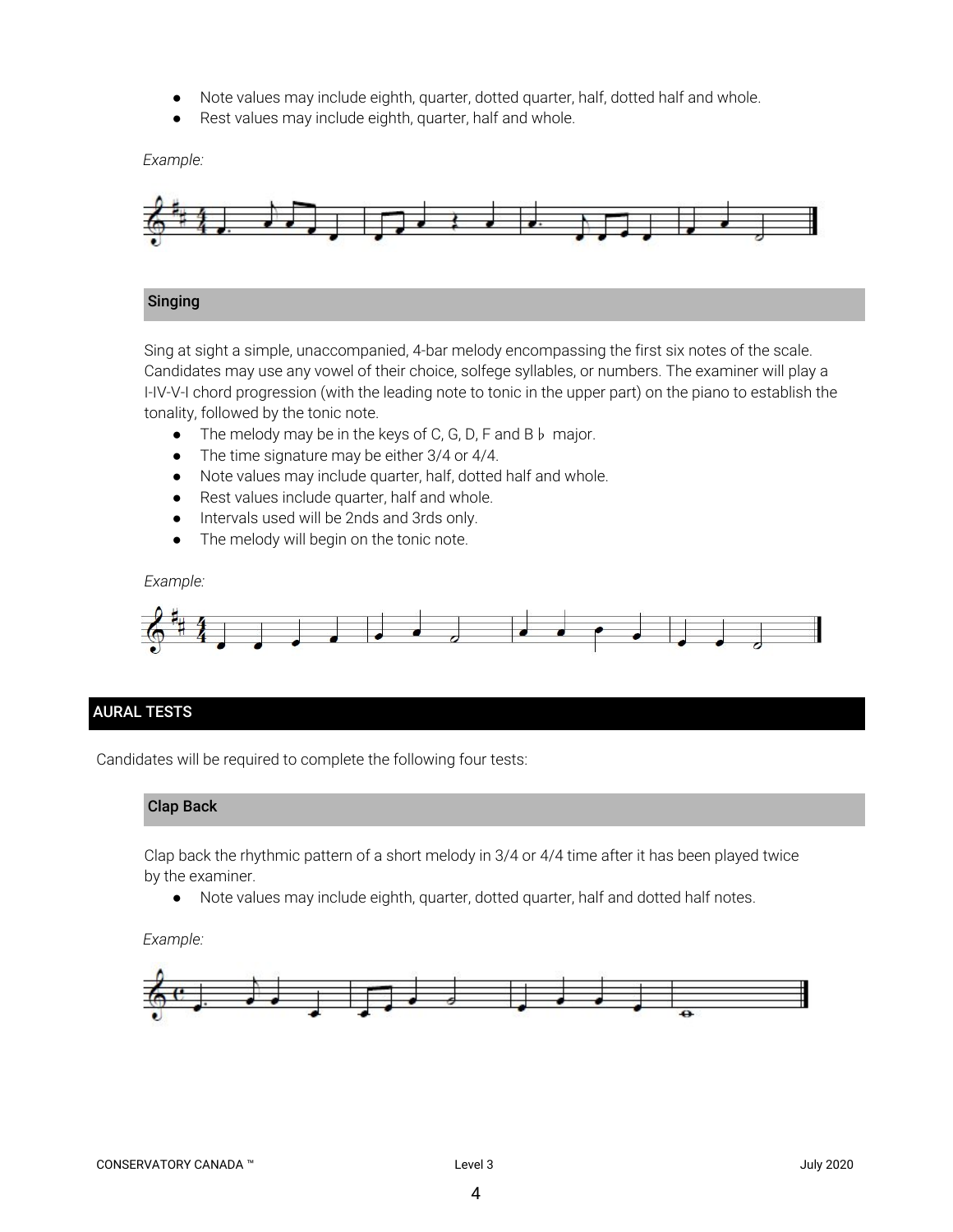- Note values may include eighth, quarter, dotted quarter, half, dotted half and whole.
- Rest values may include eighth, quarter, half and whole.

*Example:*

### Singing

Sing at sight a simple, unaccompanied, 4-bar melody encompassing the first six notes of the scale. Candidates may use any vowel of their choice, solfege syllables, or numbers. The examiner will play a I-IV-V-I chord progression (with the leading note to tonic in the upper part) on the piano to establish the tonality, followed by the tonic note.

- The melody may be in the keys of C, G, D, F and B♭ major.
- The time signature may be either 3/4 or 4/4.
- Note values may include quarter, half, dotted half and whole.
- Rest values include quarter, half and whole.
- Intervals used will be 2nds and 3rds only.
- The melody will begin on the tonic note.

*Example:*

## AURAL TESTS

Candidates will be required to complete the following four tests:

### Clap Back

Clap back the rhythmic pattern of a short melody in 3/4 or 4/4 time after it has been played twice by the examiner.

- Note values may include eighth, quarter, dotted quarter, half and dotted half notes.

*Example:*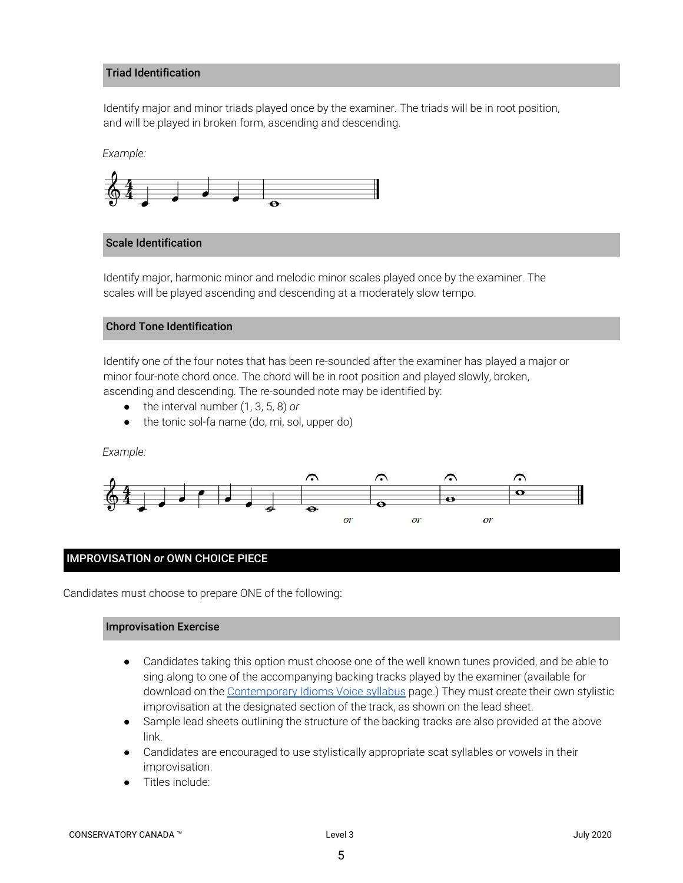### Triad Identification

Identify major and minor triads played once by the examiner. The triads will be in root position, and will be played in broken form, ascending and descending.

*Example:*

### Scale Identification

Identify major, harmonic minor and melodic minor scales played once by the examiner. The scales will be played ascending and descending at a moderately slow tempo.

### Chord Tone Identification

Identify one of the four notes that has been re-sounded after the examiner has played a major or minor four-note chord once. The chord will be in root position and played slowly, broken, ascending and descending. The re-sounded note may be identified by:

- the interval number (1, 3, 5, 8) *or*
- the tonic sol-fa name (do, mi, sol, upper do)

*Example:*

## IMPROVISATION *or* OWN CHOICE PIECE

Candidates must choose to prepare ONE of the following:

### Improvisation Exercise

- Candidates taking this option must choose one of the well known tunes provided, and be able to sing along to one of the accompanying backing tracks played by the examiner (available for download on the Contemporary Idioms Voice syllabus page.) They must create their own stylistic improvisation at the designated section of the track, as shown on the lead sheet.
- Sample lead sheets outlining the structure of the backing tracks are also provided at the above link.
- Candidates are encouraged to use stylistically appropriate scat syllables or vowels in their improvisation.
- Titles include: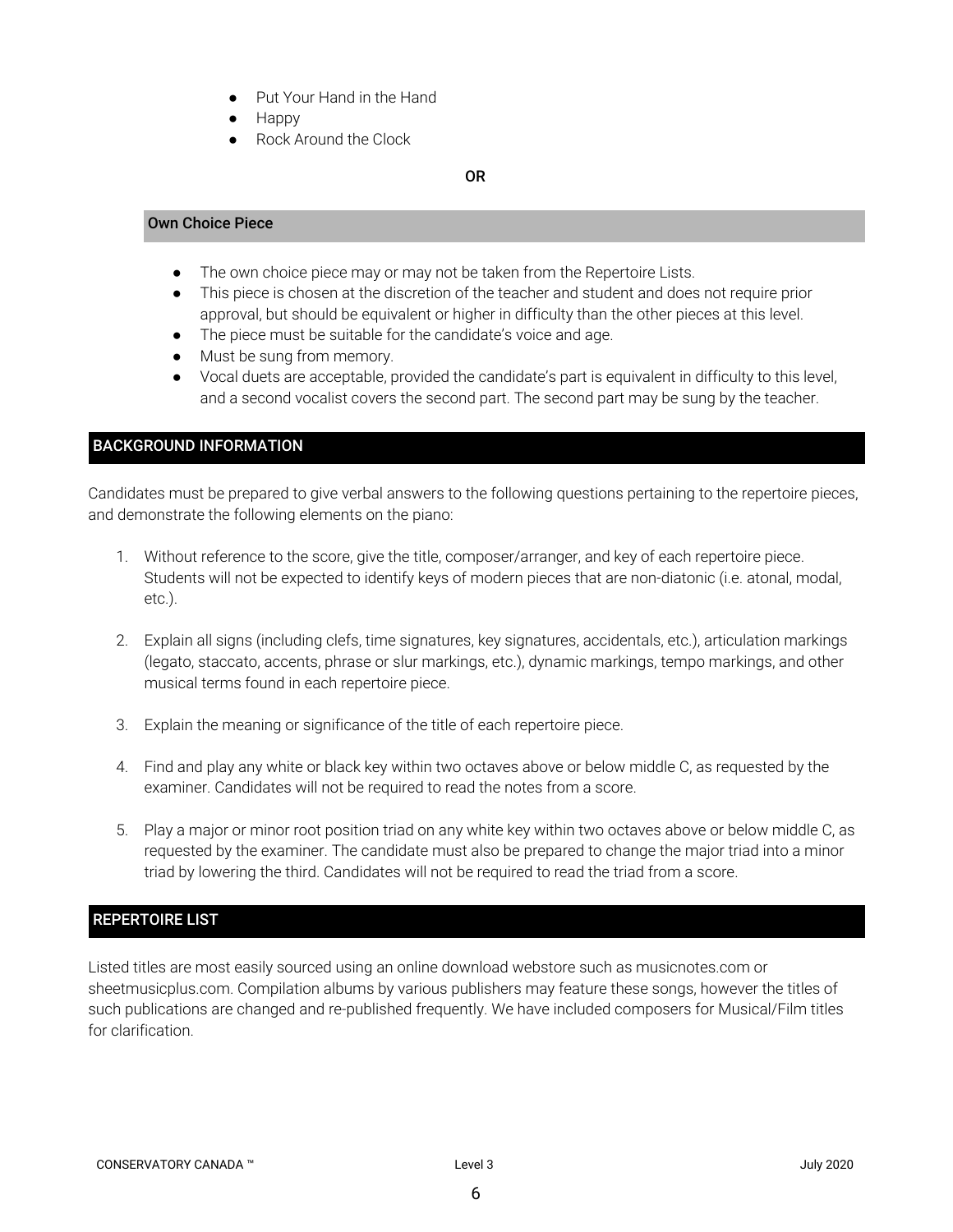- Put Your Hand in the Hand
- Happy
- Rock Around the Clock

**OR**

### Own Choice Piece

- The own choice piece may or may not be taken from the Repertoire Lists.
- This piece is chosen at the discretion of the teacher and student and does not require prior approval, but should be equivalent or higher in difficulty than the other pieces at this level.
- The piece must be suitable for the candidate's voice and age.
- Must be sung from memory.
- Vocal duets are acceptable, provided the candidate's part is equivalent in difficulty to this level, and a second vocalist covers the second part. The second part may be sung by the teacher.

## BACKGROUND INFORMATION

Candidates must be prepared to give verbal answers to the following questions pertaining to the repertoire pieces, and demonstrate the following elements on the piano:

1. Without reference to the score, give the title, composer/arranger, and key of each repertoire piece. Students will not be expected to identify keys of modern pieces that are non-diatonic (i.e. atonal, modal, etc.).
2. Explain all signs (including clefs, time signatures, key signatures, accidentals, etc.), articulation markings (legato, staccato, accents, phrase or slur markings, etc.), dynamic markings, tempo markings, and other musical terms found in each repertoire piece.
3. Explain the meaning or significance of the title of each repertoire piece.
4. Find and play any white or black key within two octaves above or below middle C, as requested by the examiner. Candidates will not be required to read the notes from a score.
5. Play a major or minor root position triad on any white key within two octaves above or below middle C, as requested by the examiner. The candidate must also be prepared to change the major triad into a minor triad by lowering the third. Candidates will not be required to read the triad from a score.

## REPERTOIRE LIST

Listed titles are most easily sourced using an online download webstore such as musicnotes.com or sheetmusicplus.com. Compilation albums by various publishers may feature these songs, however the titles of such publications are changed and re-published frequently. We have included composers for Musical/Film titles for clarification.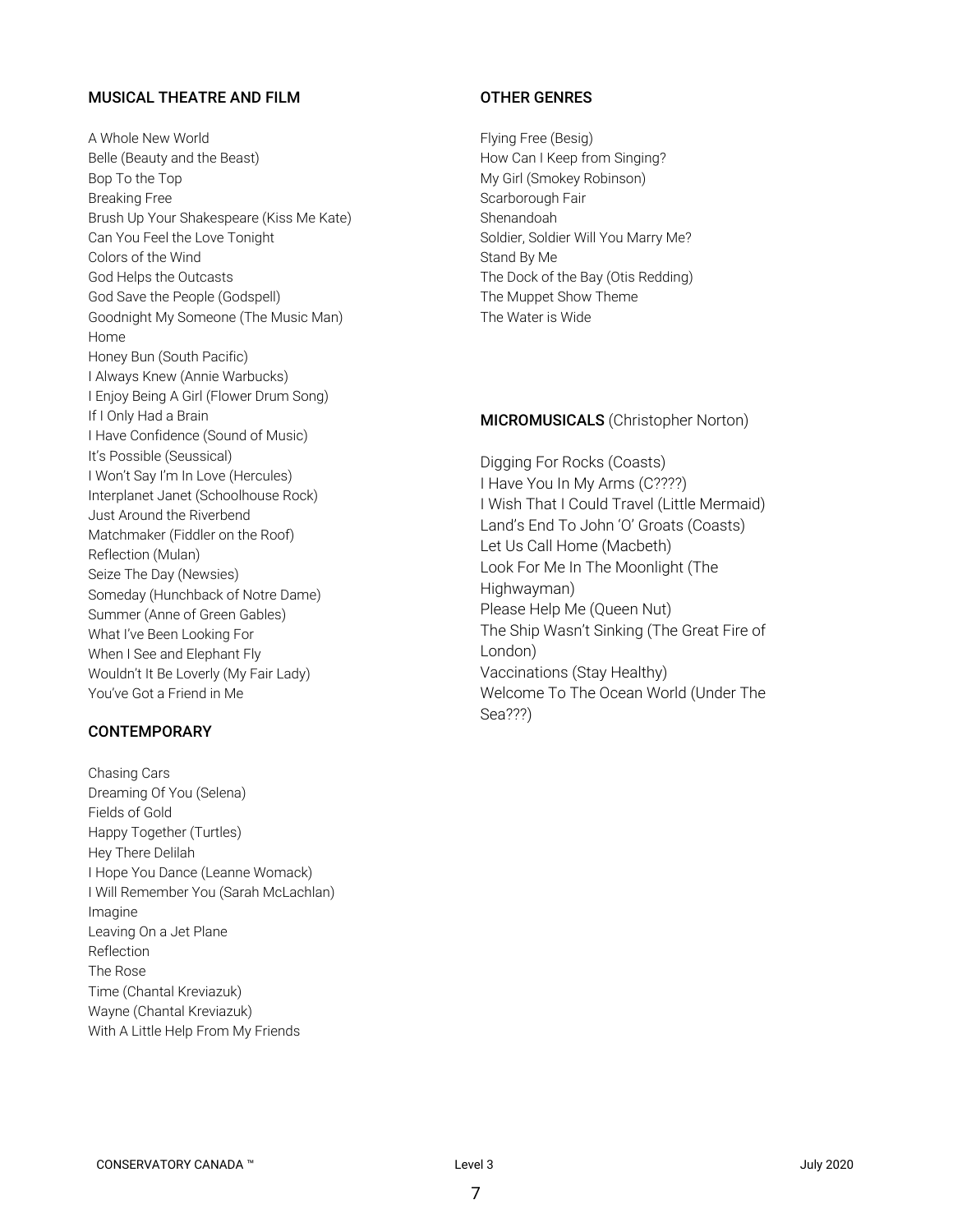## MUSICAL THEATRE AND FILM

A Whole New World
Belle (Beauty and the Beast)
Bop To the Top
Breaking Free
Brush Up Your Shakespeare (Kiss Me Kate)
Can You Feel the Love Tonight
Colors of the Wind
God Helps the Outcasts
God Save the People (Godspell)
Goodnight My Someone (The Music Man)
Home
Honey Bun (South Pacific)
I Always Knew (Annie Warbucks)
I Enjoy Being A Girl (Flower Drum Song)
If I Only Had a Brain
I Have Confidence (Sound of Music)
It's Possible (Seussical)
I Won't Say I'm In Love (Hercules)
Interplanet Janet (Schoolhouse Rock)
Just Around the Riverbend
Matchmaker (Fiddler on the Roof)
Reflection (Mulan)
Seize The Day (Newsies)
Someday (Hunchback of Notre Dame)
Summer (Anne of Green Gables)
What I've Been Looking For
When I See and Elephant Fly
Wouldn't It Be Loverly (My Fair Lady)
You've Got a Friend in Me

## CONTEMPORARY

Chasing Cars
Dreaming Of You (Selena)
Fields of Gold
Happy Together (Turtles)
Hey There Delilah
I Hope You Dance (Leanne Womack)
I Will Remember You (Sarah McLachlan)
Imagine
Leaving On a Jet Plane
Reflection
The Rose
Time (Chantal Kreviazuk)
Wayne (Chantal Kreviazuk)
With A Little Help From My Friends

## OTHER GENRES

Flying Free (Besig)
How Can I Keep from Singing?
My Girl (Smokey Robinson)
Scarborough Fair
Shenandoah
Soldier, Soldier Will You Marry Me?
Stand By Me
The Dock of the Bay (Otis Redding)
The Muppet Show Theme
The Water is Wide

## MICROMUSICALS (Christopher Norton)

Digging For Rocks (Coasts)
I Have You In My Arms (C????)
I Wish That I Could Travel (Little Mermaid)
Land's End To John 'O' Groats (Coasts)
Let Us Call Home (Macbeth)
Look For Me In The Moonlight (The Highwayman)
Please Help Me (Queen Nut)
The Ship Wasn't Sinking (The Great Fire of London)
Vaccinations (Stay Healthy)
Welcome To The Ocean World (Under The Sea???)